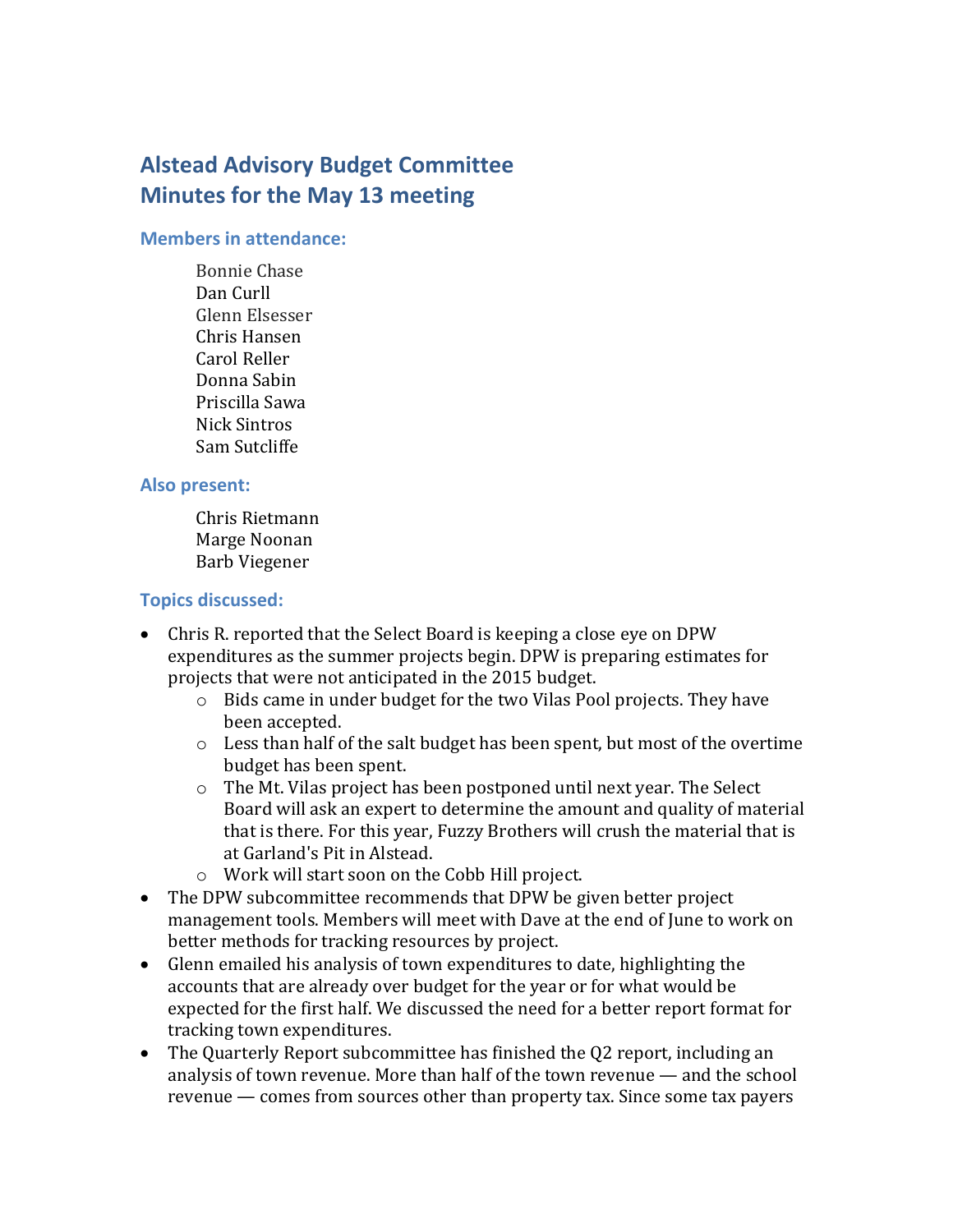# Alstead Advisory Budget Committee
# Minutes for the May 13 meeting

## Members in attendance:

Bonnie Chase
Dan Curll
Glenn Elsesser
Chris Hansen
Carol Reller
Donna Sabin
Priscilla Sawa
Nick Sintros
Sam Sutcliffe

## Also present:

Chris Rietmann
Marge Noonan
Barb Viegener

## Topics discussed:

- Chris R. reported that the Select Board is keeping a close eye on DPW expenditures as the summer projects begin. DPW is preparing estimates for projects that were not anticipated in the 2015 budget.
  - Bids came in under budget for the two Vilas Pool projects. They have been accepted.
  - Less than half of the salt budget has been spent, but most of the overtime budget has been spent.
  - The Mt. Vilas project has been postponed until next year. The Select Board will ask an expert to determine the amount and quality of material that is there. For this year, Fuzzy Brothers will crush the material that is at Garland's Pit in Alstead.
  - Work will start soon on the Cobb Hill project.
- The DPW subcommittee recommends that DPW be given better project management tools. Members will meet with Dave at the end of June to work on better methods for tracking resources by project.
- Glenn emailed his analysis of town expenditures to date, highlighting the accounts that are already over budget for the year or for what would be expected for the first half. We discussed the need for a better report format for tracking town expenditures.
- The Quarterly Report subcommittee has finished the Q2 report, including an analysis of town revenue. More than half of the town revenue — and the school revenue — comes from sources other than property tax. Since some tax payers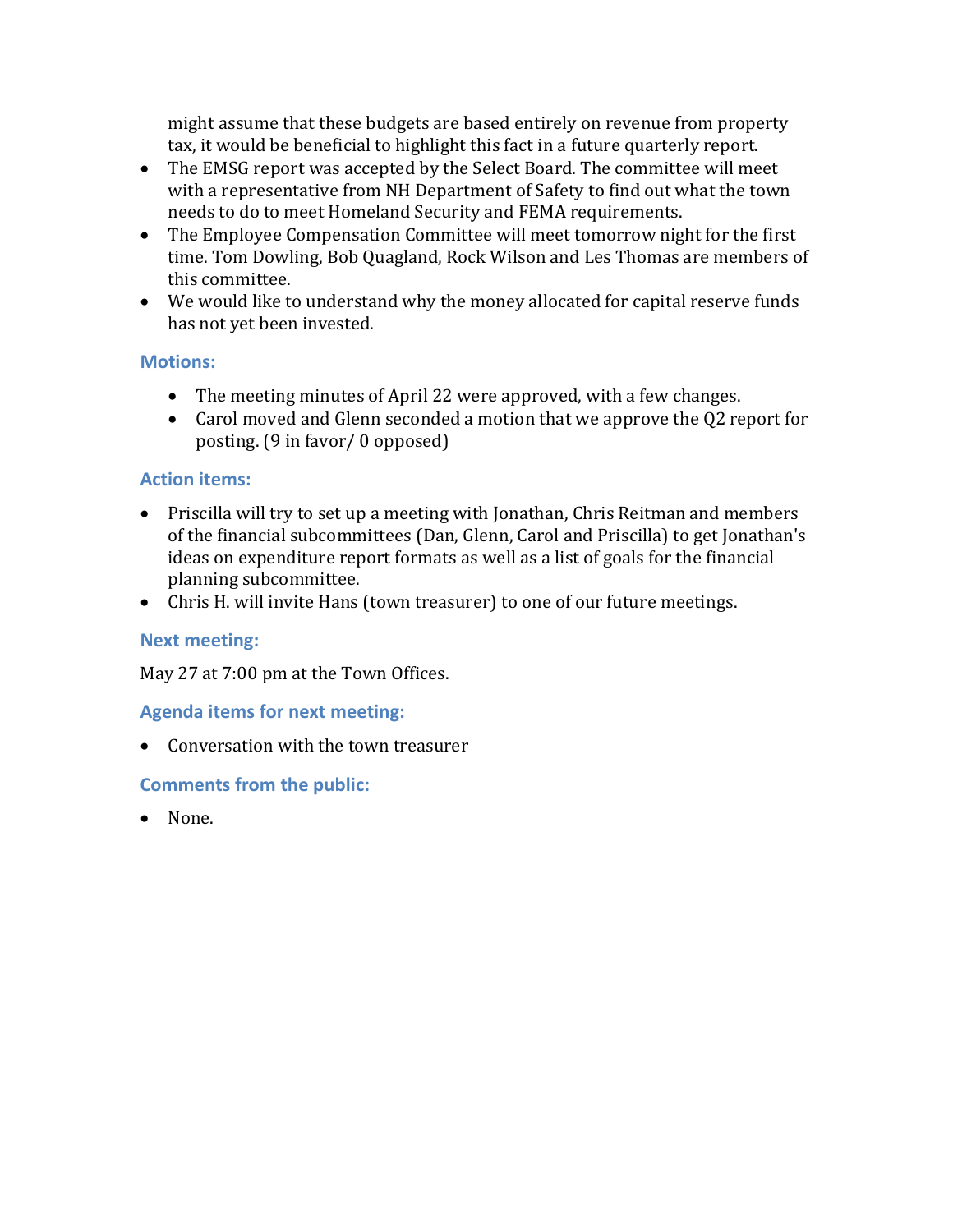might assume that these budgets are based entirely on revenue from property tax, it would be beneficial to highlight this fact in a future quarterly report.

- The EMSG report was accepted by the Select Board. The committee will meet with a representative from NH Department of Safety to find out what the town needs to do to meet Homeland Security and FEMA requirements.
- The Employee Compensation Committee will meet tomorrow night for the first time. Tom Dowling, Bob Quagland, Rock Wilson and Les Thomas are members of this committee.
- We would like to understand why the money allocated for capital reserve funds has not yet been invested.

### Motions:

- The meeting minutes of April 22 were approved, with a few changes.
- Carol moved and Glenn seconded a motion that we approve the Q2 report for posting. (9 in favor/ 0 opposed)

### Action items:

- Priscilla will try to set up a meeting with Jonathan, Chris Reitman and members of the financial subcommittees (Dan, Glenn, Carol and Priscilla) to get Jonathan's ideas on expenditure report formats as well as a list of goals for the financial planning subcommittee.
- Chris H. will invite Hans (town treasurer) to one of our future meetings.

### Next meeting:

May 27 at 7:00 pm at the Town Offices.

### Agenda items for next meeting:

- Conversation with the town treasurer

### Comments from the public:

- None.